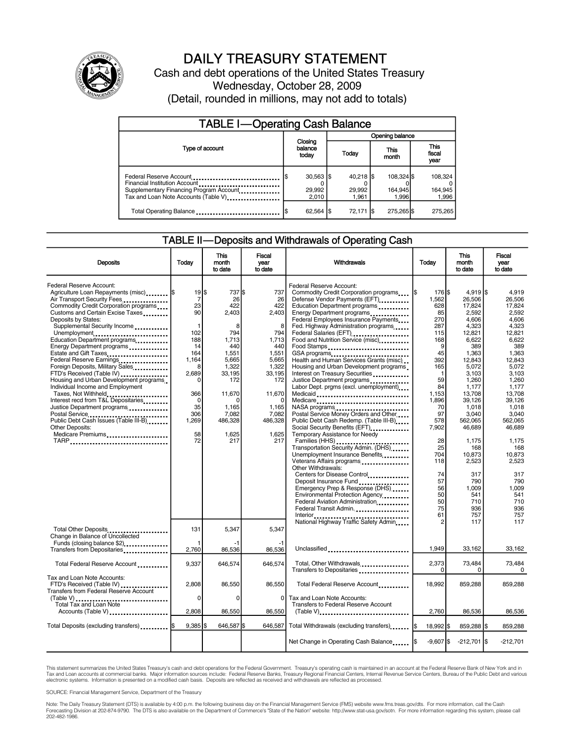# DAILY TREASURY STATEMENT

Cash and debt operations of the United States Treasury

Wednesday, October 28, 2009

(Detail, rounded in millions, may not add to totals)

## TABLE I—Operating Cash Balance

| Type of account | Closing balance today | Opening balance Today | Opening balance This month | Opening balance This fiscal year |
|---|---|---|---|---|
| Federal Reserve Account | $ 30,563 | $ 40,218 | $ 108,324 | $ 108,324 |
| Financial Institution Account | 0 | 0 | 0 | 0 |
| Supplementary Financing Program Account | 29,992 | 29,992 | 164,945 | 164,945 |
| Tax and Loan Note Accounts (Table V) | 2,010 | 1,961 | 1,996 | 1,996 |
| Total Operating Balance | $ 62,564 | $ 72,171 | $ 275,265 | $ 275,265 |

## TABLE II—Deposits and Withdrawals of Operating Cash

| Deposits | Today | This month to date | Fiscal year to date |
|---|---|---|---|
| Federal Reserve Account: | | | |
| Agriculture Loan Repayments (misc) | $ 19 | $ 737 | $ 737 |
| Air Transport Security Fees | 7 | 26 | 26 |
| Commodity Credit Corporation programs | 23 | 422 | 422 |
| Customs and Certain Excise Taxes | 90 | 2,403 | 2,403 |
| Deposits by States: | | | |
| Supplemental Security Income | 1 | 8 | 8 |
| Unemployment | 102 | 794 | 794 |
| Education Department programs | 188 | 1,713 | 1,713 |
| Energy Department programs | 14 | 440 | 440 |
| Estate and Gift Taxes | 164 | 1,551 | 1,551 |
| Federal Reserve Earnings | 1,164 | 5,665 | 5,665 |
| Foreign Deposits, Military Sales | 8 | 1,322 | 1,322 |
| FTD's Received (Table IV) | 2,689 | 33,195 | 33,195 |
| Housing and Urban Development programs | 0 | 172 | 172 |
| Individual Income and Employment Taxes, Not Withheld | 366 | 11,670 | 11,670 |
| Interest recd from T&L Depositaries | 0 | 0 | 0 |
| Justice Department programs | 35 | 1,165 | 1,165 |
| Postal Service | 306 | 7,082 | 7,082 |
| Public Debt Cash Issues (Table III-B) | 1,269 | 486,328 | 486,328 |
| Other Deposits: | | | |
| Medicare Premiums | 58 | 1,625 | 1,625 |
| TARP | 72 | 217 | 217 |
| Total Other Deposits | 131 | 5,347 | 5,347 |
| Change in Balance of Uncollected Funds (closing balance $2) | 1 | -1 | -1 |
| Transfers from Depositaries | 2,760 | 86,536 | 86,536 |
| Total Federal Reserve Account | 9,337 | 646,574 | 646,574 |
| Tax and Loan Note Accounts: | | | |
| FTD's Received (Table IV) | 2,808 | 86,550 | 86,550 |
| Transfers from Federal Reserve Account (Table V) | 0 | 0 | 0 |
| Total Tax and Loan Note Accounts (Table V) | 2,808 | 86,550 | 86,550 |
| Total Deposits (excluding transfers) | $ 9,385 | $ 646,587 | $ 646,587 |

| Withdrawals | Today | This month to date | Fiscal year to date |
|---|---|---|---|
| Federal Reserve Account: | | | |
| Commodity Credit Corporation programs | $ 176 | $ 4,919 | $ 4,919 |
| Defense Vendor Payments (EFT) | 1,562 | 26,506 | 26,506 |
| Education Department programs | 628 | 17,824 | 17,824 |
| Energy Department programs | 85 | 2,592 | 2,592 |
| Federal Employees Insurance Payments | 270 | 4,606 | 4,606 |
| Fed. Highway Administration programs | 287 | 4,323 | 4,323 |
| Federal Salaries (EFT) | 115 | 12,821 | 12,821 |
| Food and Nutrition Service (misc) | 168 | 6,622 | 6,622 |
| Food Stamps | 9 | 389 | 389 |
| GSA programs | 45 | 1,363 | 1,363 |
| Health and Human Services Grants (misc) | 392 | 12,843 | 12,843 |
| Housing and Urban Development programs | 165 | 5,072 | 5,072 |
| Interest on Treasury Securities | 1 | 3,103 | 3,103 |
| Justice Department programs | 59 | 1,260 | 1,260 |
| Labor Dept. prgms (excl. unemployment) | 84 | 1,177 | 1,177 |
| Medicaid | 1,153 | 13,708 | 13,708 |
| Medicare | 1,896 | 39,126 | 39,126 |
| NASA programs | 70 | 1,018 | 1,018 |
| Postal Service Money Orders and Other | 97 | 3,040 | 3,040 |
| Public Debt Cash Redemp. (Table III-B) | 578 | 562,065 | 562,065 |
| Social Security Benefits (EFT) | 7,902 | 46,689 | 46,689 |
| Temporary Assistance for Needy Families (HHS) | 28 | 1,175 | 1,175 |
| Transportation Security Admin. (DHS) | 25 | 168 | 168 |
| Unemployment Insurance Benefits | 704 | 10,873 | 10,873 |
| Veterans Affairs programs | 118 | 2,523 | 2,523 |
| Other Withdrawals: | | | |
| Centers for Disease Control | 74 | 317 | 317 |
| Deposit Insurance Fund | 57 | 790 | 790 |
| Emergency Prep & Response (DHS) | 56 | 1,009 | 1,009 |
| Environmental Protection Agency | 50 | 541 | 541 |
| Federal Aviation Administration | 50 | 710 | 710 |
| Federal Transit Admin. | 75 | 936 | 936 |
| Interior | 61 | 757 | 757 |
| National Highway Traffic Safety Admin | 2 | 117 | 117 |
| Unclassified | 1,949 | 33,162 | 33,162 |
| Total, Other Withdrawals | 2,373 | 73,484 | 73,484 |
| Transfers to Depositaries | 0 | 0 | 0 |
| Total Federal Reserve Account | 18,992 | 859,288 | 859,288 |
| Tax and Loan Note Accounts: | | | |
| Transfers to Federal Reserve Account (Table V) | 2,760 | 86,536 | 86,536 |
| Total Withdrawals (excluding transfers) | $ 18,992 | $ 859,288 | $ 859,288 |
| Net Change in Operating Cash Balance | $ -9,607 | $ -212,701 | $ -212,701 |

This statement summarizes the United States Treasury's cash and debt operations for the Federal Government. Treasury's operating cash is maintained in an account at the Federal Reserve Bank of New York and in Tax and Loan accounts at commercial banks. Major information sources include: Federal Reserve Banks, Treasury Regional Financial Centers, Internal Revenue Service Centers, Bureau of the Public Debt and various electronic systems. Information is presented on a modified cash basis. Deposits are reflected as received and withdrawals are reflected as processed.

SOURCE: Financial Management Service, Department of the Treasury

Note: The Daily Treasury Statement (DTS) is available by 4:00 p.m. the following business day on the Financial Management Service (FMS) website www.fms.treas.gov/dts. For more information, call the Cash Forecasting Division at 202-874-9790. The DTS is also available on the Department of Commerce's "State of the Nation" website: http://www.stat-usa.gov/sotn. For more information regarding this system, please call 202-482-1986.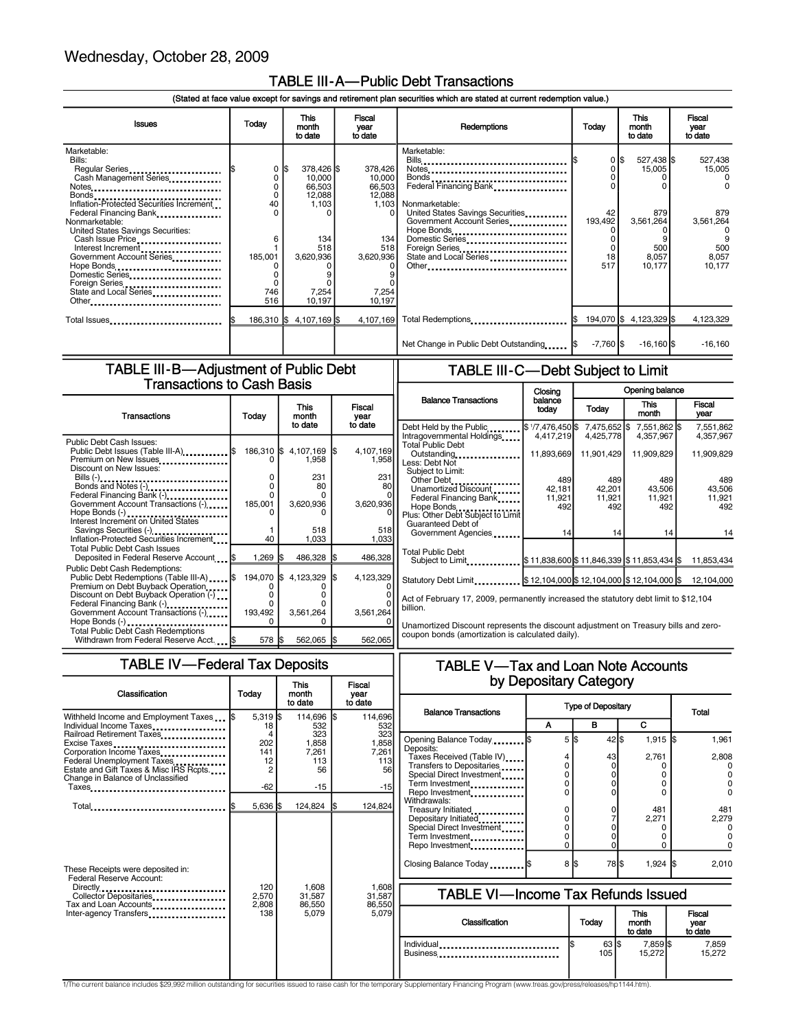Wednesday, October 28, 2009

## TABLE III-A—Public Debt Transactions

(Stated at face value except for savings and retirement plan securities which are stated at current redemption value.)

| Issues | Today | This month to date | Fiscal year to date |
|---|---|---|---|
| Marketable: | | | |
| Bills: | | | |
| Regular Series | $ 0 | $ 378,426 | $ 378,426 |
| Cash Management Series | 0 | 10,000 | 10,000 |
| Notes | 0 | 66,503 | 66,503 |
| Bonds | 0 | 12,088 | 12,088 |
| Inflation-Protected Securities Increment | 40 | 1,103 | 1,103 |
| Federal Financing Bank | 0 | 0 | 0 |
| Nonmarketable: | | | |
| United States Savings Securities: | | | |
| Cash Issue Price | 6 | 134 | 134 |
| Interest Increment | 1 | 518 | 518 |
| Government Account Series | 185,001 | 3,620,936 | 3,620,936 |
| Hope Bonds | 0 | 0 | 0 |
| Domestic Series | 0 | 9 | 9 |
| Foreign Series | 0 | 0 | 0 |
| State and Local Series | 746 | 7,254 | 7,254 |
| Other | 516 | 10,197 | 10,197 |
| Total Issues | $ 186,310 | $ 4,107,169 | $ 4,107,169 |

| Redemptions | Today | This month to date | Fiscal year to date |
|---|---|---|---|
| Marketable: | | | |
| Bills | $ 0 | $ 527,438 | $ 527,438 |
| Notes | 0 | 15,005 | 15,005 |
| Bonds | 0 | 0 | 0 |
| Federal Financing Bank | 0 | 0 | 0 |
| Nonmarketable: | | | |
| United States Savings Securities | 42 | 879 | 879 |
| Government Account Series | 193,492 | 3,561,264 | 3,561,264 |
| Hope Bonds | 0 | 0 | 0 |
| Domestic Series | 0 | 9 | 9 |
| Foreign Series | 0 | 500 | 500 |
| State and Local Series | 18 | 8,057 | 8,057 |
| Other | 517 | 10,177 | 10,177 |
| Total Redemptions | $ 194,070 | $ 4,123,329 | $ 4,123,329 |
| Net Change in Public Debt Outstanding | $ -7,760 | $ -16,160 | $ -16,160 |

## TABLE III-B—Adjustment of Public Debt Transactions to Cash Basis

| Transactions | Today | This month to date | Fiscal year to date |
|---|---|---|---|
| Public Debt Cash Issues: | | | |
| Public Debt Issues (Table III-A) | $ 186,310 | $ 4,107,169 | $ 4,107,169 |
| Premium on New Issues | 0 | 1,958 | 1,958 |
| Discount on New Issues: | | | |
| Bills (-) | 0 | 231 | 231 |
| Bonds and Notes (-) | 0 | 80 | 80 |
| Federal Financing Bank (-) | 0 | 0 | 0 |
| Government Account Transactions (-) | 185,001 | 3,620,936 | 3,620,936 |
| Hope Bonds (-) | 0 | 0 | 0 |
| Interest Increment on United States Savings Securities (-) | 1 | 518 | 518 |
| Inflation-Protected Securities Increment | 40 | 1,033 | 1,033 |
| Total Public Debt Cash Issues Deposited in Federal Reserve Account | $ 1,269 | $ 486,328 | $ 486,328 |
| Public Debt Cash Redemptions: | | | |
| Public Debt Redemptions (Table III-A) | $ 194,070 | $ 4,123,329 | $ 4,123,329 |
| Premium on Debt Buyback Operation | 0 | 0 | 0 |
| Discount on Debt Buyback Operation (-) | 0 | 0 | 0 |
| Federal Financing Bank (-) | 0 | 0 | 0 |
| Government Account Transactions (-) | 193,492 | 3,561,264 | 3,561,264 |
| Hope Bonds (-) | 0 | 0 | 0 |
| Total Public Debt Cash Redemptions Withdrawn from Federal Reserve Acct. | $ 578 | $ 562,065 | $ 562,065 |

## TABLE III-C—Debt Subject to Limit

| Balance Transactions | Closing balance today | Opening balance | | |
|---|---|---|---|---|
| | | Today | This month | Fiscal year |
| Debt Held by the Public | $ [1]7,476,450 | $ 7,475,652 | $ 7,551,862 | $ 7,551,862 |
| Intragovernmental Holdings | 4,417,219 | 4,425,778 | 4,357,967 | 4,357,967 |
| Total Public Debt Outstanding | 11,893,669 | 11,901,429 | 11,909,829 | 11,909,829 |
| Less: Debt Not Subject to Limit: | | | | |
| Other Debt | 489 | 489 | 489 | 489 |
| Unamortized Discount | 42,181 | 42,201 | 43,506 | 43,506 |
| Federal Financing Bank | 11,921 | 11,921 | 11,921 | 11,921 |
| Hope Bonds | 492 | 492 | 492 | 492 |
| Plus: Other Debt Subject to Limit Guaranteed Debt of Government Agencies | 14 | 14 | 14 | 14 |
| Total Public Debt Subject to Limit | $ 11,838,600 | $ 11,846,339 | $ 11,853,434 | $ 11,853,434 |
| Statutory Debt Limit | $ 12,104,000 | $ 12,104,000 | $ 12,104,000 | $ 12,104,000 |

Act of February 17, 2009, permanently increased the statutory debt limit to $12,104 billion.

Unamortized Discount represents the discount adjustment on Treasury bills and zero-coupon bonds (amortization is calculated daily).

## TABLE IV—Federal Tax Deposits

| Classification | Today | This month to date | Fiscal year to date |
|---|---|---|---|
| Withheld Income and Employment Taxes | $ 5,319 | $ 114,696 | $ 114,696 |
| Individual Income Taxes | 18 | 532 | 532 |
| Railroad Retirement Taxes | 4 | 323 | 323 |
| Excise Taxes | 202 | 1,858 | 1,858 |
| Corporation Income Taxes | 141 | 7,261 | 7,261 |
| Federal Unemployment Taxes | 12 | 113 | 113 |
| Estate and Gift Taxes & Misc IRS Rcpts. | 2 | 56 | 56 |
| Change in Balance of Unclassified Taxes | -62 | -15 | -15 |
| Total | $ 5,636 | $ 124,824 | $ 124,824 |
| These Receipts were deposited in: | | | |
| Federal Reserve Account: | | | |
| Directly | 120 | 1,608 | 1,608 |
| Collector Depositaries | 2,570 | 31,587 | 31,587 |
| Tax and Loan Accounts | 2,808 | 86,550 | 86,550 |
| Inter-agency Transfers | 138 | 5,079 | 5,079 |

## TABLE V—Tax and Loan Note Accounts by Depositary Category

| Balance Transactions | Type of Depositary | | | Total |
|---|---|---|---|---|
| | A | B | C | |
| Opening Balance Today | $ 5 | $ 42 | $ 1,915 | $ 1,961 |
| Deposits: | | | | |
| Taxes Received (Table IV) | 4 | 43 | 2,761 | 2,808 |
| Transfers to Depositaries | 0 | 0 | 0 | 0 |
| Special Direct Investment | 0 | 0 | 0 | 0 |
| Term Investment | 0 | 0 | 0 | 0 |
| Repo Investment | 0 | 0 | 0 | 0 |
| Withdrawals: | | | | |
| Treasury Initiated | 0 | 0 | 481 | 481 |
| Depositary Initiated | 0 | 7 | 2,271 | 2,279 |
| Special Direct Investment | 0 | 0 | 0 | 0 |
| Term Investment | 0 | 0 | 0 | 0 |
| Repo Investment | 0 | 0 | 0 | 0 |
| Closing Balance Today | $ 8 | $ 78 | $ 1,924 | $ 2,010 |

## TABLE VI—Income Tax Refunds Issued

| Classification | Today | This month to date | Fiscal year to date |
|---|---|---|---|
| Individual | $ 63 | $ 7,859 | $ 7,859 |
| Business | 105 | 15,272 | 15,272 |

1/The current balance includes $29,992 million outstanding for securities issued to raise cash for the temporary Supplementary Financing Program (www.treas.gov/press/releases/hp1144.htm).